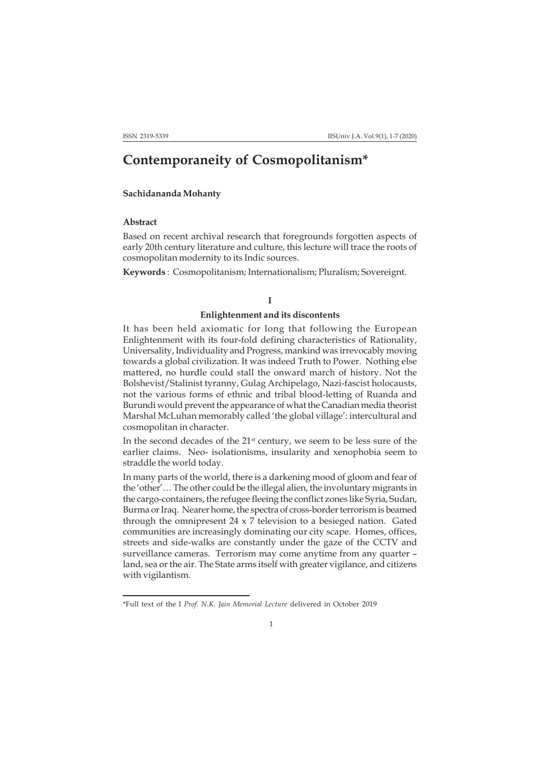# Contemporaneity of Cosmopolitanism*

**Sachidananda Mohanty**

## Abstract

Based on recent archival research that foregrounds forgotten aspects of early 20th century literature and culture, this lecture will trace the roots of cosmopolitan modernity to its Indic sources.

**Keywords** : Cosmopolitanism; Internationalism; Pluralism; Sovereignt.

## I

### Enlightenment and its discontents

It has been held axiomatic for long that following the European Enlightenment with its four-fold defining characteristics of Rationality, Universality, Individuality and Progress, mankind was irrevocably moving towards a global civilization. It was indeed Truth to Power. Nothing else mattered, no hurdle could stall the onward march of history. Not the Bolshevist/Stalinist tyranny, Gulag Archipelago, Nazi-fascist holocausts, not the various forms of ethnic and tribal blood-letting of Ruanda and Burundi would prevent the appearance of what the Canadian media theorist Marshal McLuhan memorably called 'the global village': intercultural and cosmopolitan in character.

In the second decades of the 21st century, we seem to be less sure of the earlier claims. Neo- isolationisms, insularity and xenophobia seem to straddle the world today.

In many parts of the world, there is a darkening mood of gloom and fear of the 'other'… The other could be the illegal alien, the involuntary migrants in the cargo-containers, the refugee fleeing the conflict zones like Syria, Sudan, Burma or Iraq. Nearer home, the spectra of cross-border terrorism is beamed through the omnipresent 24 x 7 television to a besieged nation. Gated communities are increasingly dominating our city scape. Homes, offices, streets and side-walks are constantly under the gaze of the CCTV and surveillance cameras. Terrorism may come anytime from any quarter – land, sea or the air. The State arms itself with greater vigilance, and citizens with vigilantism.

---

*Full text of the I *Prof. N.K. Jain Memorial Lecture* delivered in October 2019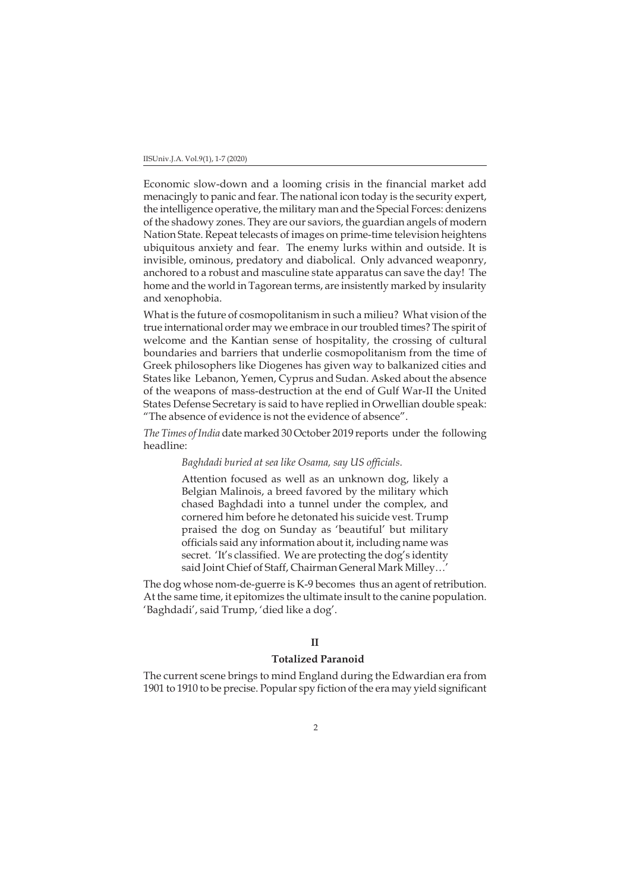Economic slow-down and a looming crisis in the financial market add menacingly to panic and fear. The national icon today is the security expert, the intelligence operative, the military man and the Special Forces: denizens of the shadowy zones. They are our saviors, the guardian angels of modern Nation State. Repeat telecasts of images on prime-time television heightens ubiquitous anxiety and fear. The enemy lurks within and outside. It is invisible, ominous, predatory and diabolical. Only advanced weaponry, anchored to a robust and masculine state apparatus can save the day! The home and the world in Tagorean terms, are insistently marked by insularity and xenophobia.

What is the future of cosmopolitanism in such a milieu? What vision of the true international order may we embrace in our troubled times? The spirit of welcome and the Kantian sense of hospitality, the crossing of cultural boundaries and barriers that underlie cosmopolitanism from the time of Greek philosophers like Diogenes has given way to balkanized cities and States like Lebanon, Yemen, Cyprus and Sudan. Asked about the absence of the weapons of mass-destruction at the end of Gulf War-II the United States Defense Secretary is said to have replied in Orwellian double speak: "The absence of evidence is not the evidence of absence".

*The Times of India* date marked 30 October 2019 reports under the following headline:

> *Baghdadi buried at sea like Osama, say US officials.*
>
> Attention focused as well as an unknown dog, likely a Belgian Malinois, a breed favored by the military which chased Baghdadi into a tunnel under the complex, and cornered him before he detonated his suicide vest. Trump praised the dog on Sunday as 'beautiful' but military officials said any information about it, including name was secret. 'It's classified. We are protecting the dog's identity said Joint Chief of Staff, Chairman General Mark Milley…'

The dog whose nom-de-guerre is K-9 becomes thus an agent of retribution. At the same time, it epitomizes the ultimate insult to the canine population. 'Baghdadi', said Trump, 'died like a dog'.

## II

### Totalized Paranoid

The current scene brings to mind England during the Edwardian era from 1901 to 1910 to be precise. Popular spy fiction of the era may yield significant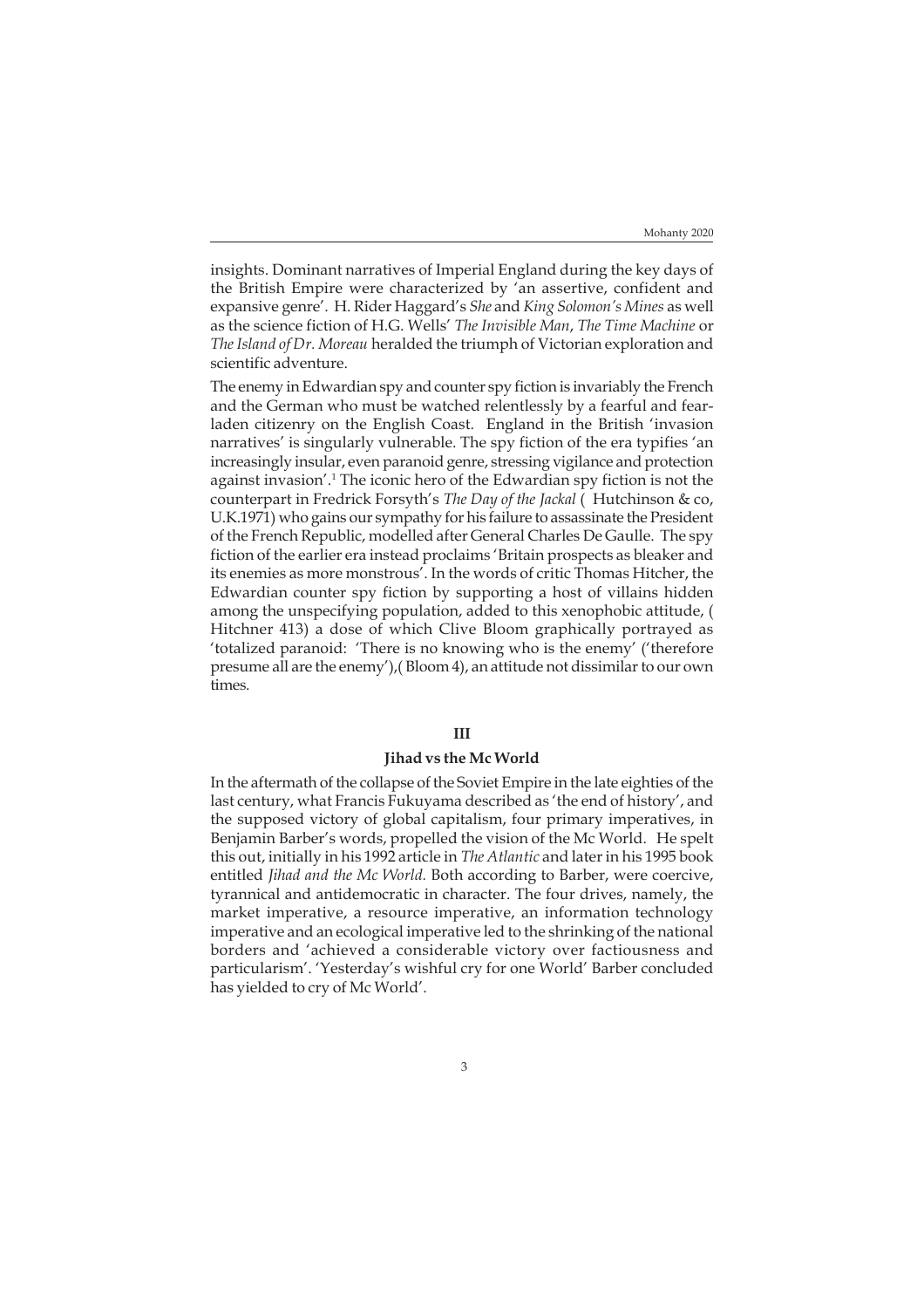insights. Dominant narratives of Imperial England during the key days of the British Empire were characterized by 'an assertive, confident and expansive genre'. H. Rider Haggard's *She* and *King Solomon's Mines* as well as the science fiction of H.G. Wells' *The Invisible Man*, *The Time Machine* or *The Island of Dr. Moreau* heralded the triumph of Victorian exploration and scientific adventure.

The enemy in Edwardian spy and counter spy fiction is invariably the French and the German who must be watched relentlessly by a fearful and fear-laden citizenry on the English Coast. England in the British 'invasion narratives' is singularly vulnerable. The spy fiction of the era typifies 'an increasingly insular, even paranoid genre, stressing vigilance and protection against invasion'.[1] The iconic hero of the Edwardian spy fiction is not the counterpart in Fredrick Forsyth's *The Day of the Jackal* ( Hutchinson & co, U.K.1971) who gains our sympathy for his failure to assassinate the President of the French Republic, modelled after General Charles De Gaulle. The spy fiction of the earlier era instead proclaims 'Britain prospects as bleaker and its enemies as more monstrous'. In the words of critic Thomas Hitcher, the Edwardian counter spy fiction by supporting a host of villains hidden among the unspecifying population, added to this xenophobic attitude, ( Hitchner 413) a dose of which Clive Bloom graphically portrayed as 'totalized paranoid: 'There is no knowing who is the enemy' ('therefore presume all are the enemy'),( Bloom 4), an attitude not dissimilar to our own times.

## III

### Jihad vs the Mc World

In the aftermath of the collapse of the Soviet Empire in the late eighties of the last century, what Francis Fukuyama described as 'the end of history', and the supposed victory of global capitalism, four primary imperatives, in Benjamin Barber's words, propelled the vision of the Mc World. He spelt this out, initially in his 1992 article in *The Atlantic* and later in his 1995 book entitled *Jihad and the Mc World.* Both according to Barber, were coercive, tyrannical and antidemocratic in character. The four drives, namely, the market imperative, a resource imperative, an information technology imperative and an ecological imperative led to the shrinking of the national borders and 'achieved a considerable victory over factiousness and particularism'. 'Yesterday's wishful cry for one World' Barber concluded has yielded to cry of Mc World'.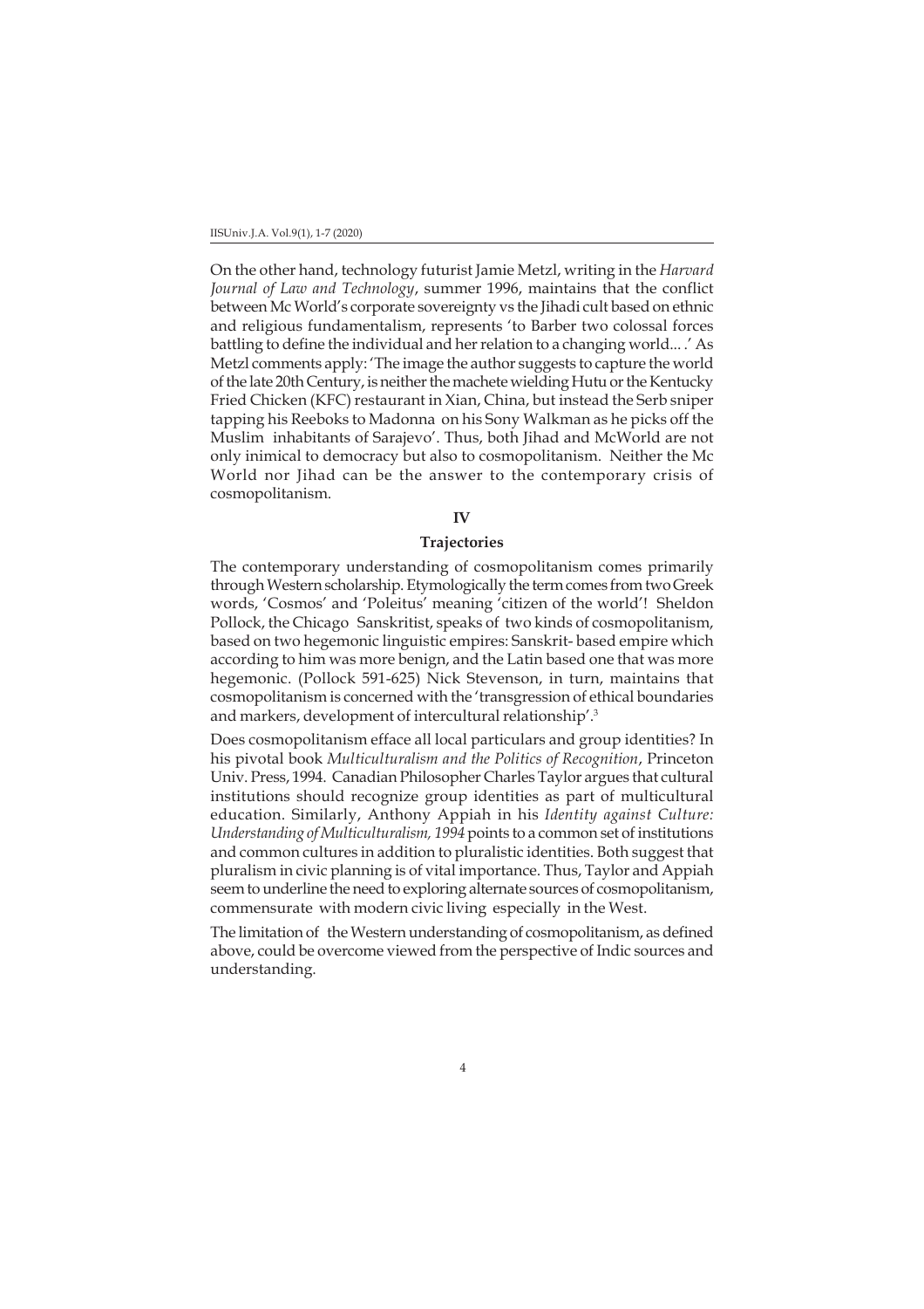On the other hand, technology futurist Jamie Metzl, writing in the *Harvard Journal of Law and Technology*, summer 1996, maintains that the conflict between Mc World's corporate sovereignty vs the Jihadi cult based on ethnic and religious fundamentalism, represents 'to Barber two colossal forces battling to define the individual and her relation to a changing world... .' As Metzl comments apply: 'The image the author suggests to capture the world of the late 20th Century, is neither the machete wielding Hutu or the Kentucky Fried Chicken (KFC) restaurant in Xian, China, but instead the Serb sniper tapping his Reeboks to Madonna on his Sony Walkman as he picks off the Muslim inhabitants of Sarajevo'. Thus, both Jihad and McWorld are not only inimical to democracy but also to cosmopolitanism. Neither the Mc World nor Jihad can be the answer to the contemporary crisis of cosmopolitanism.

## IV

### Trajectories

The contemporary understanding of cosmopolitanism comes primarily through Western scholarship. Etymologically the term comes from two Greek words, 'Cosmos' and 'Poleitus' meaning 'citizen of the world'! Sheldon Pollock, the Chicago Sanskritist, speaks of two kinds of cosmopolitanism, based on two hegemonic linguistic empires: Sanskrit- based empire which according to him was more benign, and the Latin based one that was more hegemonic. (Pollock 591-625) Nick Stevenson, in turn, maintains that cosmopolitanism is concerned with the 'transgression of ethical boundaries and markers, development of intercultural relationship'.[3]

Does cosmopolitanism efface all local particulars and group identities? In his pivotal book *Multiculturalism and the Politics of Recognition*, Princeton Univ. Press, 1994. Canadian Philosopher Charles Taylor argues that cultural institutions should recognize group identities as part of multicultural education. Similarly, Anthony Appiah in his *Identity against Culture: Understanding of Multiculturalism, 1994* points to a common set of institutions and common cultures in addition to pluralistic identities. Both suggest that pluralism in civic planning is of vital importance. Thus, Taylor and Appiah seem to underline the need to exploring alternate sources of cosmopolitanism, commensurate with modern civic living especially in the West.

The limitation of the Western understanding of cosmopolitanism, as defined above, could be overcome viewed from the perspective of Indic sources and understanding.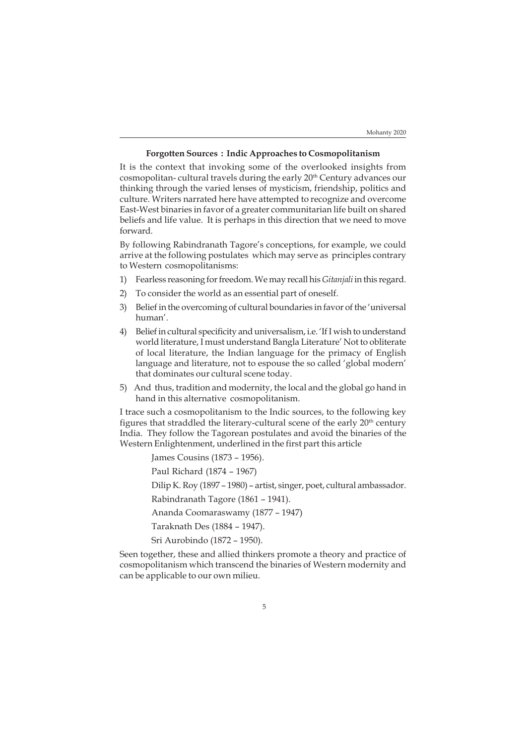### Forgotten Sources : Indic Approaches to Cosmopolitanism

It is the context that invoking some of the overlooked insights from cosmopolitan- cultural travels during the early 20th Century advances our thinking through the varied lenses of mysticism, friendship, politics and culture. Writers narrated here have attempted to recognize and overcome East-West binaries in favor of a greater communitarian life built on shared beliefs and life value. It is perhaps in this direction that we need to move forward.

By following Rabindranath Tagore's conceptions, for example, we could arrive at the following postulates which may serve as principles contrary to Western cosmopolitanisms:

1) Fearless reasoning for freedom. We may recall his *Gitanjali* in this regard.
2) To consider the world as an essential part of oneself.
3) Belief in the overcoming of cultural boundaries in favor of the 'universal human'.
4) Belief in cultural specificity and universalism, i.e. 'If I wish to understand world literature, I must understand Bangla Literature' Not to obliterate of local literature, the Indian language for the primacy of English language and literature, not to espouse the so called 'global modern' that dominates our cultural scene today.
5) And thus, tradition and modernity, the local and the global go hand in hand in this alternative cosmopolitanism.

I trace such a cosmopolitanism to the Indic sources, to the following key figures that straddled the literary-cultural scene of the early 20th century India. They follow the Tagorean postulates and avoid the binaries of the Western Enlightenment, underlined in the first part this article

James Cousins (1873 – 1956).

Paul Richard (1874 – 1967)

Dilip K. Roy (1897 – 1980) – artist, singer, poet, cultural ambassador.

Rabindranath Tagore (1861 – 1941).

Ananda Coomaraswamy (1877 – 1947)

Taraknath Des (1884 – 1947).

Sri Aurobindo (1872 – 1950).

Seen together, these and allied thinkers promote a theory and practice of cosmopolitanism which transcend the binaries of Western modernity and can be applicable to our own milieu.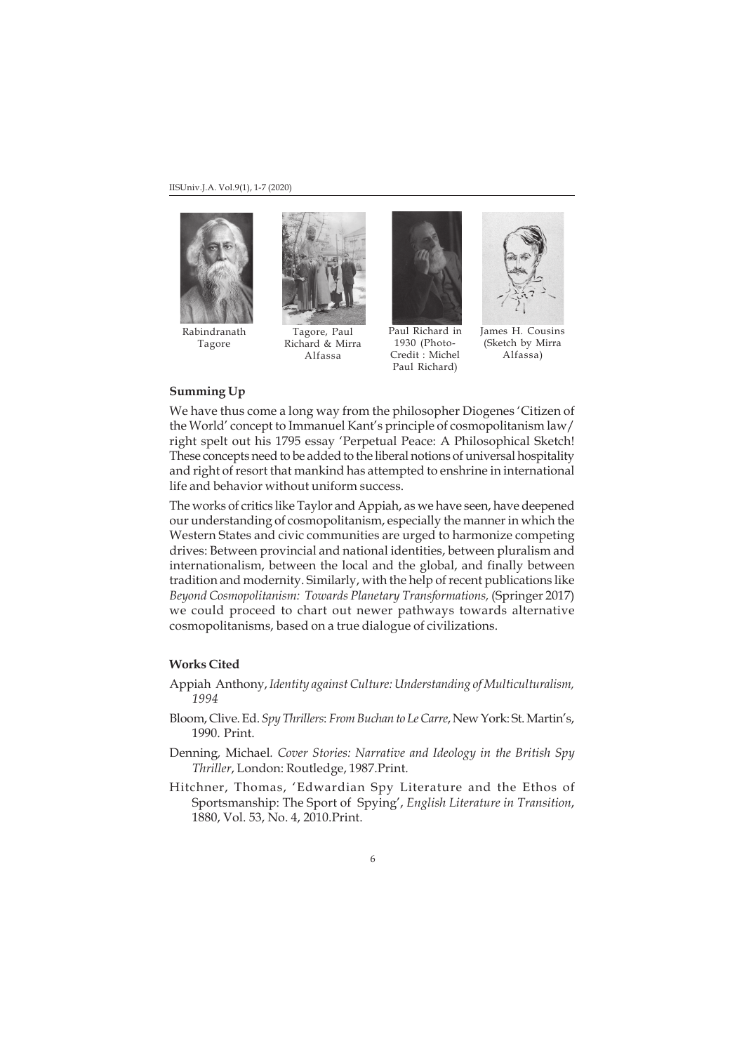Rabindranath Tagore

Tagore, Paul Richard & Mirra Alfassa

Paul Richard in 1930 (Photo-Credit : Michel Paul Richard)

James H. Cousins (Sketch by Mirra Alfassa)

**Summing Up**

We have thus come a long way from the philosopher Diogenes 'Citizen of the World' concept to Immanuel Kant's principle of cosmopolitanism law/ right spelt out his 1795 essay 'Perpetual Peace: A Philosophical Sketch! These concepts need to be added to the liberal notions of universal hospitality and right of resort that mankind has attempted to enshrine in international life and behavior without uniform success.

The works of critics like Taylor and Appiah, as we have seen, have deepened our understanding of cosmopolitanism, especially the manner in which the Western States and civic communities are urged to harmonize competing drives: Between provincial and national identities, between pluralism and internationalism, between the local and the global, and finally between tradition and modernity. Similarly, with the help of recent publications like *Beyond Cosmopolitanism: Towards Planetary Transformations,* (Springer 2017) we could proceed to chart out newer pathways towards alternative cosmopolitanisms, based on a true dialogue of civilizations.

**Works Cited**

Appiah Anthony, *Identity against Culture: Understanding of Multiculturalism, 1994*

Bloom, Clive. Ed. *Spy Thrillers: From Buchan to Le Carre*, New York: St. Martin's, 1990. Print.

Denning, Michael. *Cover Stories: Narrative and Ideology in the British Spy Thriller*, London: Routledge, 1987.Print.

Hitchner, Thomas, 'Edwardian Spy Literature and the Ethos of Sportsmanship: The Sport of Spying', *English Literature in Transition*, 1880, Vol. 53, No. 4, 2010.Print.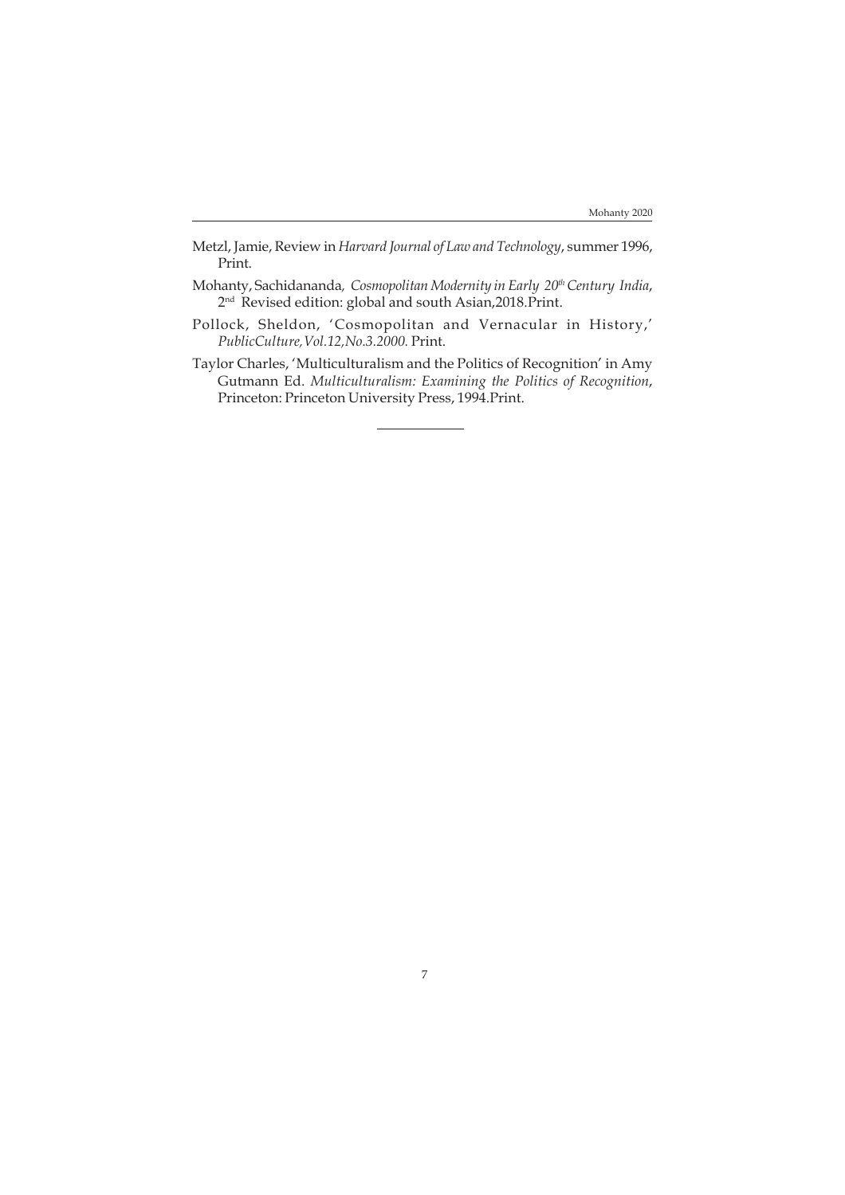Metzl, Jamie, Review in *Harvard Journal of Law and Technology*, summer 1996, Print.

Mohanty, Sachidananda, *Cosmopolitan Modernity in Early 20th Century India*, 2nd Revised edition: global and south Asian,2018.Print.

Pollock, Sheldon, 'Cosmopolitan and Vernacular in History,' *PublicCulture,Vol.12,No.3.2000.* Print.

Taylor Charles, 'Multiculturalism and the Politics of Recognition' in Amy Gutmann Ed. *Multiculturalism: Examining the Politics of Recognition*, Princeton: Princeton University Press, 1994.Print.